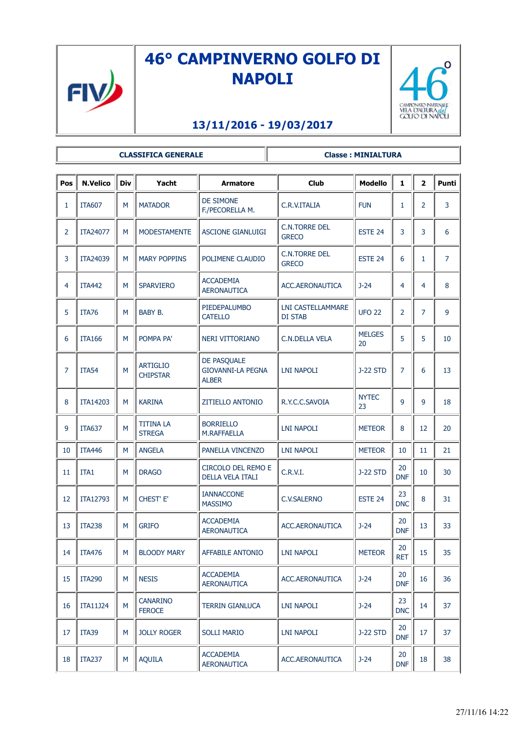# 46° CAMPINVERNO GOLFO DI NAPOLI

## 13/11/2016 - 19/03/2017

| CLASSIFICA GENERALE | Classe : MINIALTURA |
|---|---|

| Pos | N.Velico | Div | Yacht | Armatore | Club | Modello | 1 | 2 | Punti |
|---|---|---|---|---|---|---|---|---|---|
| 1 | ITA607 | M | MATADOR | DE SIMONE F./PECORELLA M. | C.R.V.ITALIA | FUN | 1 | 2 | 3 |
| 2 | ITA24077 | M | MODESTAMENTE | ASCIONE GIANLUIGI | C.N.TORRE DEL GRECO | ESTE 24 | 3 | 3 | 6 |
| 3 | ITA24039 | M | MARY POPPINS | POLIMENE CLAUDIO | C.N.TORRE DEL GRECO | ESTE 24 | 6 | 1 | 7 |
| 4 | ITA442 | M | SPARVIERO | ACCADEMIA AERONAUTICA | ACC.AERONAUTICA | J-24 | 4 | 4 | 8 |
| 5 | ITA76 | M | BABY B. | PIEDEPALUMBO CATELLO | LNI CASTELLAMMARE DI STAB | UFO 22 | 2 | 7 | 9 |
| 6 | ITA166 | M | POMPA PA' | NERI VITTORIANO | C.N.DELLA VELA | MELGES 20 | 5 | 5 | 10 |
| 7 | ITA54 | M | ARTIGLIO CHIPSTAR | DE PASQUALE GIOVANNI-LA PEGNA ALBER | LNI NAPOLI | J-22 STD | 7 | 6 | 13 |
| 8 | ITA14203 | M | KARINA | ZITIELLO ANTONIO | R.Y.C.C.SAVOIA | NYTEC 23 | 9 | 9 | 18 |
| 9 | ITA637 | M | TITINA LA STREGA | BORRIELLO M.RAFFAELLA | LNI NAPOLI | METEOR | 8 | 12 | 20 |
| 10 | ITA446 | M | ANGELA | PANELLA VINCENZO | LNI NAPOLI | METEOR | 10 | 11 | 21 |
| 11 | ITA1 | M | DRAGO | CIRCOLO DEL REMO E DELLA VELA ITALI | C.R.V.I. | J-22 STD | 20 DNF | 10 | 30 |
| 12 | ITA12793 | M | CHEST' E' | IANNACCONE MASSIMO | C.V.SALERNO | ESTE 24 | 23 DNC | 8 | 31 |
| 13 | ITA238 | M | GRIFO | ACCADEMIA AERONAUTICA | ACC.AERONAUTICA | J-24 | 20 DNF | 13 | 33 |
| 14 | ITA476 | M | BLOODY MARY | AFFABILE ANTONIO | LNI NAPOLI | METEOR | 20 RET | 15 | 35 |
| 15 | ITA290 | M | NESIS | ACCADEMIA AERONAUTICA | ACC.AERONAUTICA | J-24 | 20 DNF | 16 | 36 |
| 16 | ITA11J24 | M | CANARINO FEROCE | TERRIN GIANLUCA | LNI NAPOLI | J-24 | 23 DNC | 14 | 37 |
| 17 | ITA39 | M | JOLLY ROGER | SOLLI MARIO | LNI NAPOLI | J-22 STD | 20 DNF | 17 | 37 |
| 18 | ITA237 | M | AQUILA | ACCADEMIA AERONAUTICA | ACC.AERONAUTICA | J-24 | 20 DNF | 18 | 38 |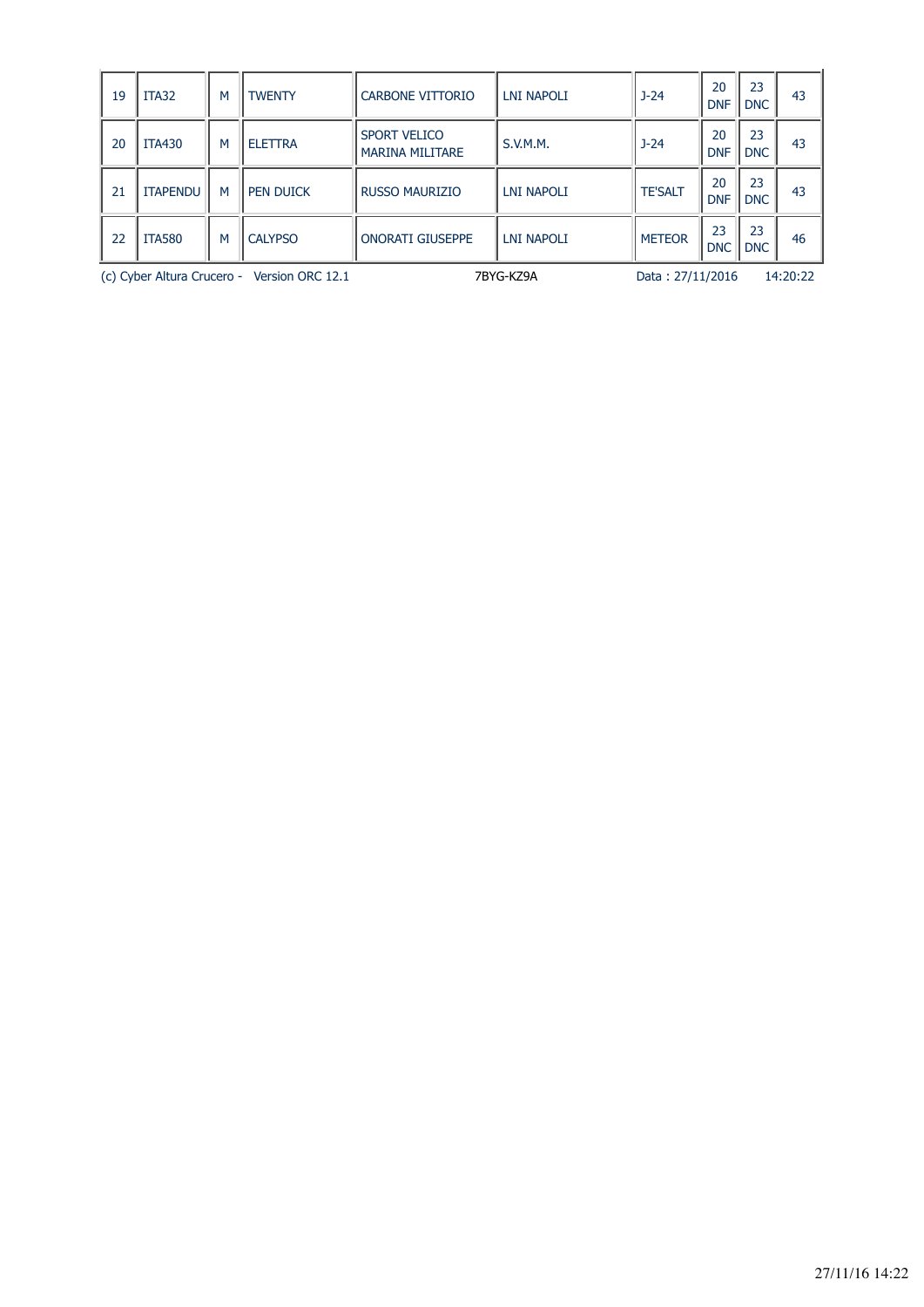| | | | | | | | | | |
|---|---|---|---|---|---|---|---|---|---|
| 19 | ITA32 | M | TWENTY | CARBONE VITTORIO | LNI NAPOLI | J-24 | 20 DNF | 23 DNC | 43 |
| 20 | ITA430 | M | ELETTRA | SPORT VELICO MARINA MILITARE | S.V.M.M. | J-24 | 20 DNF | 23 DNC | 43 |
| 21 | ITAPENDU | M | PEN DUICK | RUSSO MAURIZIO | LNI NAPOLI | TE'SALT | 20 DNF | 23 DNC | 43 |
| 22 | ITA580 | M | CALYPSO | ONORATI GIUSEPPE | LNI NAPOLI | METEOR | 23 DNC | 23 DNC | 46 |

(c) Cyber Altura Crucero - Version ORC 12.1    7BYG-KZ9A    Data : 27/11/2016    14:20:22